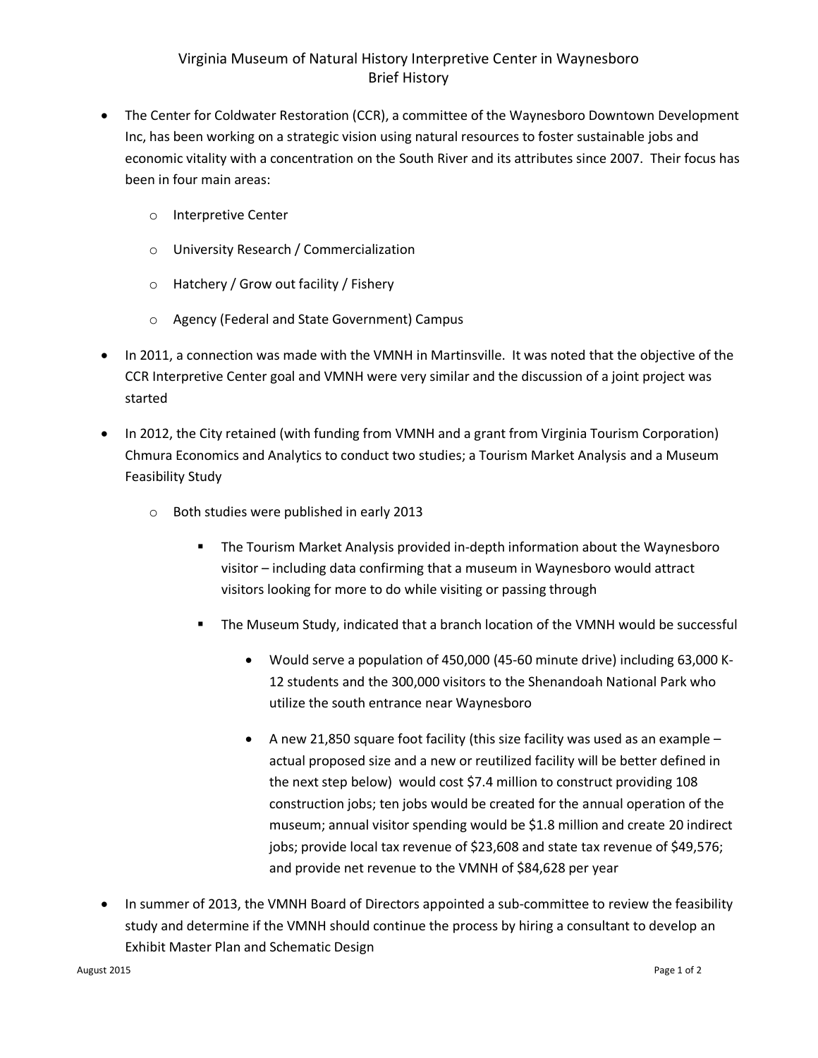# Virginia Museum of Natural History Interpretive Center in Waynesboro
## Brief History

- The Center for Coldwater Restoration (CCR), a committee of the Waynesboro Downtown Development Inc, has been working on a strategic vision using natural resources to foster sustainable jobs and economic vitality with a concentration on the South River and its attributes since 2007. Their focus has been in four main areas:
  - Interpretive Center
  - University Research / Commercialization
  - Hatchery / Grow out facility / Fishery
  - Agency (Federal and State Government) Campus
- In 2011, a connection was made with the VMNH in Martinsville. It was noted that the objective of the CCR Interpretive Center goal and VMNH were very similar and the discussion of a joint project was started
- In 2012, the City retained (with funding from VMNH and a grant from Virginia Tourism Corporation) Chmura Economics and Analytics to conduct two studies; a Tourism Market Analysis and a Museum Feasibility Study
  - Both studies were published in early 2013
    - The Tourism Market Analysis provided in-depth information about the Waynesboro visitor – including data confirming that a museum in Waynesboro would attract visitors looking for more to do while visiting or passing through
    - The Museum Study, indicated that a branch location of the VMNH would be successful
      - Would serve a population of 450,000 (45-60 minute drive) including 63,000 K-12 students and the 300,000 visitors to the Shenandoah National Park who utilize the south entrance near Waynesboro
      - A new 21,850 square foot facility (this size facility was used as an example – actual proposed size and a new or reutilized facility will be better defined in the next step below) would cost $7.4 million to construct providing 108 construction jobs; ten jobs would be created for the annual operation of the museum; annual visitor spending would be $1.8 million and create 20 indirect jobs; provide local tax revenue of $23,608 and state tax revenue of $49,576; and provide net revenue to the VMNH of $84,628 per year
- In summer of 2013, the VMNH Board of Directors appointed a sub-committee to review the feasibility study and determine if the VMNH should continue the process by hiring a consultant to develop an Exhibit Master Plan and Schematic Design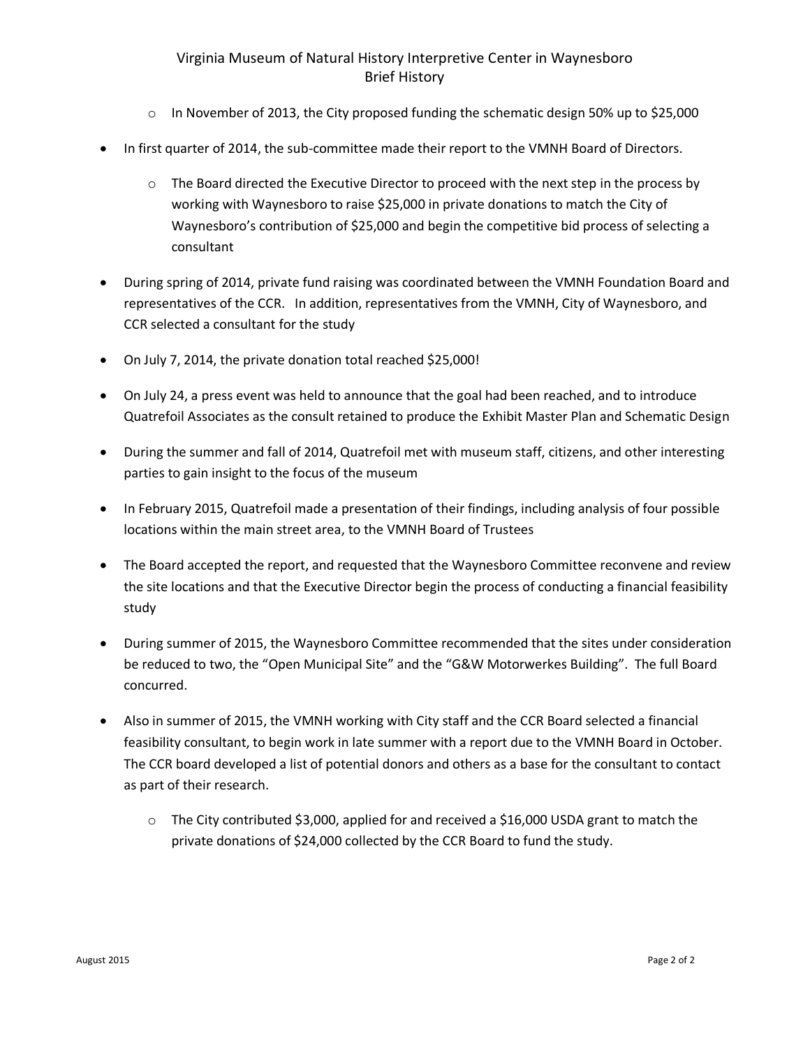# Virginia Museum of Natural History Interpretive Center in Waynesboro
## Brief History

- In November of 2013, the City proposed funding the schematic design 50% up to $25,000

- In first quarter of 2014, the sub-committee made their report to the VMNH Board of Directors.
    - The Board directed the Executive Director to proceed with the next step in the process by working with Waynesboro to raise $25,000 in private donations to match the City of Waynesboro's contribution of $25,000 and begin the competitive bid process of selecting a consultant

- During spring of 2014, private fund raising was coordinated between the VMNH Foundation Board and representatives of the CCR. In addition, representatives from the VMNH, City of Waynesboro, and CCR selected a consultant for the study

- On July 7, 2014, the private donation total reached $25,000!

- On July 24, a press event was held to announce that the goal had been reached, and to introduce Quatrefoil Associates as the consult retained to produce the Exhibit Master Plan and Schematic Design

- During the summer and fall of 2014, Quatrefoil met with museum staff, citizens, and other interesting parties to gain insight to the focus of the museum

- In February 2015, Quatrefoil made a presentation of their findings, including analysis of four possible locations within the main street area, to the VMNH Board of Trustees

- The Board accepted the report, and requested that the Waynesboro Committee reconvene and review the site locations and that the Executive Director begin the process of conducting a financial feasibility study

- During summer of 2015, the Waynesboro Committee recommended that the sites under consideration be reduced to two, the "Open Municipal Site" and the "G&W Motorwerkes Building". The full Board concurred.

- Also in summer of 2015, the VMNH working with City staff and the CCR Board selected a financial feasibility consultant, to begin work in late summer with a report due to the VMNH Board in October. The CCR board developed a list of potential donors and others as a base for the consultant to contact as part of their research.
    - The City contributed $3,000, applied for and received a $16,000 USDA grant to match the private donations of $24,000 collected by the CCR Board to fund the study.